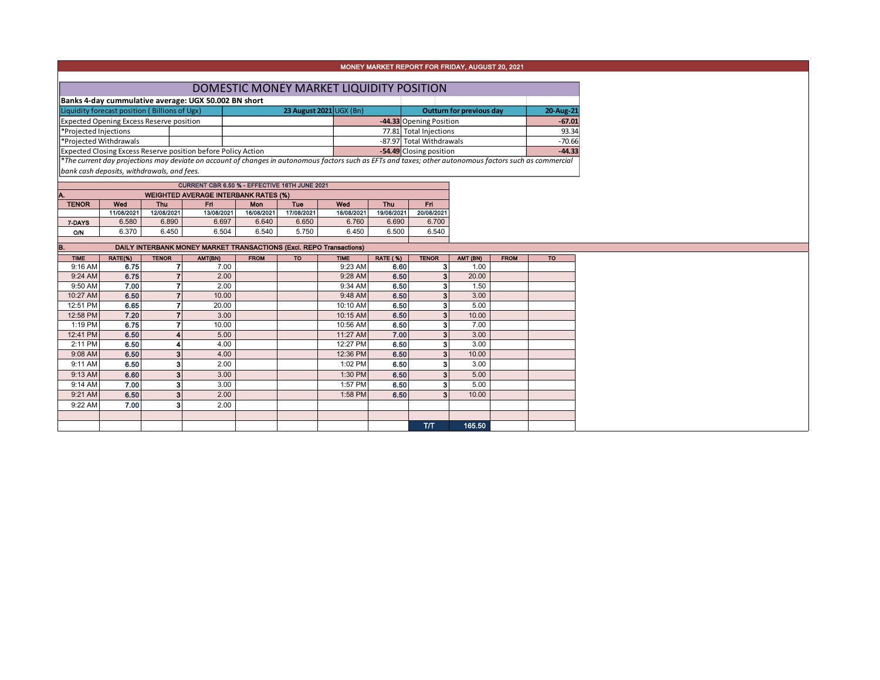## MONEY MARKET REPORT FOR FRIDAY, AUGUST 20, 2021

### DOMESTIC MONEY MARKET LIQUIDITY POSITION

**Banks 4-day cummulative average: UGX 50.002 BN short**

| Liquidity forecast position ( Billions of Ugx) | 23 August 2021 UGX (Bn) | Outturn for previous day | 20-Aug-21 |
|---|---|---|---|
| Expected Opening Excess Reserve position | -44.33 | Opening Position | -67.01 |
| *Projected Injections | 77.81 | Total Injections | 93.34 |
| *Projected Withdrawals | -87.97 | Total Withdrawals | -70.66 |
| Expected Closing Excess Reserve position before Policy Action | -54.49 | Closing position | -44.33 |

*The current day projections may deviate on account of changes in autonomous factors such as EFTs and taxes; other autonomous factors such as commercial bank cash deposits, withdrawals, and fees.

CURRENT CBR 6.50 % - EFFECTIVE 16TH JUNE 2021

**A. WEIGHTED AVERAGE INTERBANK RATES (%)**

| TENOR | Wed 11/08/2021 | Thu 12/08/2021 | Fri 13/08/2021 | Mon 16/08/2021 | Tue 17/08/2021 | Wed 18/08/2021 | Thu 19/08/2021 | Fri 20/08/2021 |
|---|---|---|---|---|---|---|---|---|
| 7-DAYS | 6.580 | 6.890 | 6.697 | 6.640 | 6.650 | 6.760 | 6.690 | 6.700 |
| O/N | 6.370 | 6.450 | 6.504 | 6.540 | 5.750 | 6.450 | 6.500 | 6.540 |

**B. DAILY INTERBANK MONEY MARKET TRANSACTIONS (Excl. REPO Transactions)**

| TIME | RATE(%) | TENOR | AMT(BN) | FROM | TO | TIME | RATE (%) | TENOR | AMT (BN) | FROM | TO |
|---|---|---|---|---|---|---|---|---|---|---|---|
| 9:16 AM | 6.75 | 7 | 7.00 | | | 9:23 AM | 6.60 | 3 | 1.00 | | |
| 9:24 AM | 6.75 | 7 | 2.00 | | | 9:28 AM | 6.50 | 3 | 20.00 | | |
| 9:50 AM | 7.00 | 7 | 2.00 | | | 9:34 AM | 6.50 | 3 | 1.50 | | |
| 10:27 AM | 6.50 | 7 | 10.00 | | | 9:48 AM | 6.50 | 3 | 3.00 | | |
| 12:51 PM | 6.65 | 7 | 20.00 | | | 10:10 AM | 6.50 | 3 | 5.00 | | |
| 12:58 PM | 7.20 | 7 | 3.00 | | | 10:15 AM | 6.50 | 3 | 10.00 | | |
| 1:19 PM | 6.75 | 7 | 10.00 | | | 10:56 AM | 6.50 | 3 | 7.00 | | |
| 12:41 PM | 6.50 | 4 | 5.00 | | | 11:27 AM | 7.00 | 3 | 3.00 | | |
| 2:11 PM | 6.50 | 4 | 4.00 | | | 12:27 PM | 6.50 | 3 | 3.00 | | |
| 9:08 AM | 6.50 | 3 | 4.00 | | | 12:36 PM | 6.50 | 3 | 10.00 | | |
| 9:11 AM | 6.50 | 3 | 2.00 | | | 1:02 PM | 6.50 | 3 | 3.00 | | |
| 9:13 AM | 6.60 | 3 | 3.00 | | | 1:30 PM | 6.50 | 3 | 5.00 | | |
| 9:14 AM | 7.00 | 3 | 3.00 | | | 1:57 PM | 6.50 | 3 | 5.00 | | |
| 9:21 AM | 6.50 | 3 | 2.00 | | | 1:58 PM | 6.50 | 3 | 10.00 | | |
| 9:22 AM | 7.00 | 3 | 2.00 | | | | | | | | |
| | | | | | | | | | | | |
| | | | | | | | | T/T | 165.50 | | |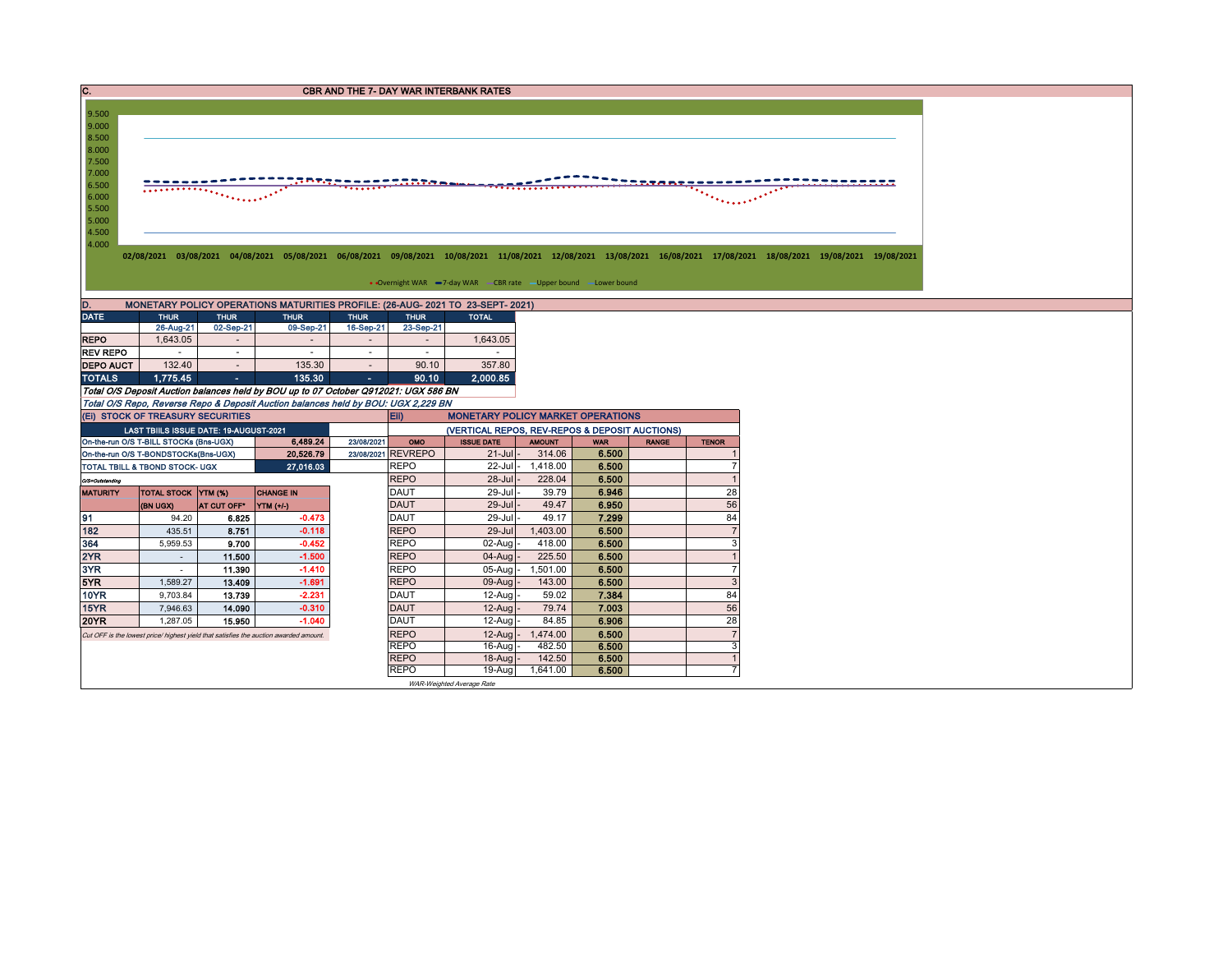## C. CBR AND THE 7- DAY WAR INTERBANK RATES

9.500
9.000
8.500
8.000
7.500
7.000
6.500
6.000
5.500
5.000
4.500
4.000

02/08/2021 03/08/2021 04/08/2021 05/08/2021 06/08/2021 09/08/2021 10/08/2021 11/08/2021 12/08/2021 13/08/2021 16/08/2021 17/08/2021 18/08/2021 19/08/2021 19/08/2021

Overnight WAR · 7-day WAR · CBR rate · Upper bound · Lower bound

## D. MONETARY POLICY OPERATIONS MATURITIES PROFILE: (26-AUG- 2021 TO 23-SEPT- 2021)

| DATE | THUR | THUR | THUR | THUR | THUR | TOTAL |
|---|---|---|---|---|---|---|
| | 26-Aug-21 | 02-Sep-21 | 09-Sep-21 | 16-Sep-21 | 23-Sep-21 | |
| REPO | 1,643.05 | - | - | - | - | 1,643.05 |
| REV REPO | - | - | - | - | - | - |
| DEPO AUCT | 132.40 | - | 135.30 | - | 90.10 | 357.80 |
| TOTALS | 1,775.45 | - | 135.30 | - | 90.10 | 2,000.85 |

*Total O/S Deposit Auction balances held by BOU up to 07 October Q912021: UGX 586 BN*

*Total O/S Repo, Reverse Repo & Deposit Auction balances held by BOU: UGX 2,229 BN*

## (EI) STOCK OF TREASURY SECURITIES

| LAST TBIILS ISSUE DATE: 19-AUGUST-2021 | | |
|---|---|---|
| On-the-run O/S T-BILL STOCKs (Bns-UGX) | 6,489.24 | 23/08/2021 |
| On-the-run O/S T-BONDSTOCKs(Bns-UGX) | 20,526.79 | 23/08/2021 |
| TOTAL TBILL & TBOND STOCK- UGX | 27,016.03 | |

O/S=Outstanding

| MATURITY | TOTAL STOCK (BN UGX) | YTM (%) AT CUT OFF* | CHANGE IN YTM (+/-) |
|---|---|---|---|
| 91 | 94.20 | 6.825 | -0.473 |
| 182 | 435.51 | 8.751 | -0.118 |
| 364 | 5,959.53 | 9.700 | -0.452 |
| 2YR | - | 11.500 | -1.500 |
| 3YR | - | 11.390 | -1.410 |
| 5YR | 1,589.27 | 13.409 | -1.691 |
| 10YR | 9,703.84 | 13.739 | -2.231 |
| 15YR | 7,946.63 | 14.090 | -0.310 |
| 20YR | 1,287.05 | 15.950 | -1.040 |

*Cut OFF is the lowest price/ highest yield that satisfies the auction awarded amount.*

## EII) MONETARY POLICY MARKET OPERATIONS

(VERTICAL REPOS, REV-REPOS & DEPOSIT AUCTIONS)

| OMO | ISSUE DATE | AMOUNT | WAR | RANGE | TENOR |
|---|---|---|---|---|---|
| REVREPO | 21-Jul | 314.06 | 6.500 | | 1 |
| REPO | 22-Jul | 1,418.00 | 6.500 | | 7 |
| REPO | 28-Jul | 228.04 | 6.500 | | 1 |
| DAUT | 29-Jul | 39.79 | 6.946 | | 28 |
| DAUT | 29-Jul | 49.47 | 6.950 | | 56 |
| DAUT | 29-Jul | 49.17 | 7.299 | | 84 |
| REPO | 29-Jul | 1,403.00 | 6.500 | | 7 |
| REPO | 02-Aug | 418.00 | 6.500 | | 3 |
| REPO | 04-Aug | 225.50 | 6.500 | | 1 |
| REPO | 05-Aug | 1,501.00 | 6.500 | | 7 |
| REPO | 09-Aug | 143.00 | 6.500 | | 3 |
| DAUT | 12-Aug | 59.02 | 7.384 | | 84 |
| DAUT | 12-Aug | 79.74 | 7.003 | | 56 |
| DAUT | 12-Aug | 84.85 | 6.906 | | 28 |
| REPO | 12-Aug | 1,474.00 | 6.500 | | 7 |
| REPO | 16-Aug | 482.50 | 6.500 | | 3 |
| REPO | 18-Aug | 142.50 | 6.500 | | 1 |
| REPO | 19-Aug | 1,641.00 | 6.500 | | 7 |

*WAR-Weighted Average Rate*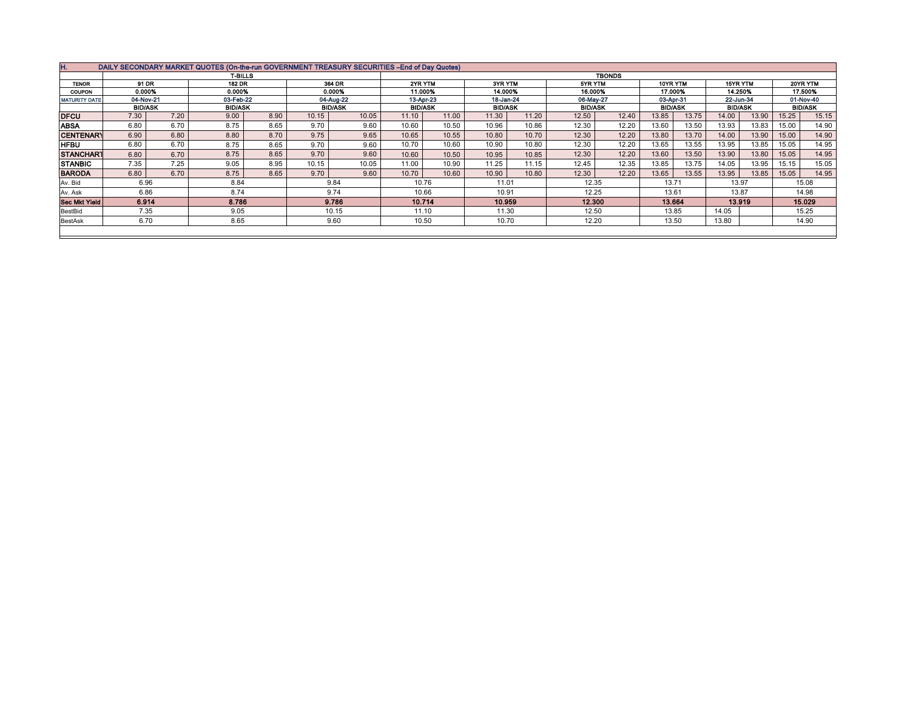H. DAILY SECONDARY MARKET QUOTES (On-the-run GOVERNMENT TREASURY SECURITIES –End of Day Quotes)

| | T-BILLS | | | | | | TBONDS | | | | | | | | | | | |
|---|---|---|---|---|---|---|---|---|---|---|---|---|---|---|---|---|---|---|
| TENOR | 91 DR | | 182 DR | | 364 DR | | 2YR YTM | | 3YR YTM | | 5YR YTM | | 10YR YTM | | 15YR YTM | | 20YR YTM | |
| COUPON | 0.000% | | 0.000% | | 0.000% | | 11.000% | | 14.000% | | 16.000% | | 17.000% | | 14.250% | | 17.500% | |
| MATURITY DATE | 04-Nov-21 | | 03-Feb-22 | | 04-Aug-22 | | 13-Apr-23 | | 18-Jan-24 | | 06-May-27 | | 03-Apr-31 | | 22-Jun-34 | | 01-Nov-40 | |
| | BID/ASK | | BID/ASK | | BID/ASK | | BID/ASK | | BID/ASK | | BID/ASK | | BID/ASK | | BID/ASK | | BID/ASK | |
| **DFCU** | 7.30 | 7.20 | 9.00 | 8.90 | 10.15 | 10.05 | 11.10 | 11.00 | 11.30 | 11.20 | 12.50 | 12.40 | 13.85 | 13.75 | 14.00 | 13.90 | 15.25 | 15.15 |
| **ABSA** | 6.80 | 6.70 | 8.75 | 8.65 | 9.70 | 9.60 | 10.60 | 10.50 | 10.96 | 10.86 | 12.30 | 12.20 | 13.60 | 13.50 | 13.93 | 13.83 | 15.00 | 14.90 |
| **CENTENARY** | 6.90 | 6.80 | 8.80 | 8.70 | 9.75 | 9.65 | 10.65 | 10.55 | 10.80 | 10.70 | 12.30 | 12.20 | 13.80 | 13.70 | 14.00 | 13.90 | 15.00 | 14.90 |
| **HFBU** | 6.80 | 6.70 | 8.75 | 8.65 | 9.70 | 9.60 | 10.70 | 10.60 | 10.90 | 10.80 | 12.30 | 12.20 | 13.65 | 13.55 | 13.95 | 13.85 | 15.05 | 14.95 |
| **STANCHART** | 6.80 | 6.70 | 8.75 | 8.65 | 9.70 | 9.60 | 10.60 | 10.50 | 10.95 | 10.85 | 12.30 | 12.20 | 13.60 | 13.50 | 13.90 | 13.80 | 15.05 | 14.95 |
| **STANBIC** | 7.35 | 7.25 | 9.05 | 8.95 | 10.15 | 10.05 | 11.00 | 10.90 | 11.25 | 11.15 | 12.45 | 12.35 | 13.85 | 13.75 | 14.05 | 13.95 | 15.15 | 15.05 |
| **BARODA** | 6.80 | 6.70 | 8.75 | 8.65 | 9.70 | 9.60 | 10.70 | 10.60 | 10.90 | 10.80 | 12.30 | 12.20 | 13.65 | 13.55 | 13.95 | 13.85 | 15.05 | 14.95 |
| Av. Bid | 6.96 | | 8.84 | | 9.84 | | 10.76 | | 11.01 | | 12.35 | | 13.71 | | 13.97 | | 15.08 | |
| Av. Ask | 6.86 | | 8.74 | | 9.74 | | 10.66 | | 10.91 | | 12.25 | | 13.61 | | 13.87 | | 14.98 | |
| **Sec Mkt Yield** | **6.914** | | **8.786** | | **9.786** | | **10.714** | | **10.959** | | **12.300** | | **13.664** | | **13.919** | | **15.029** | |
| BestBid | 7.35 | | 9.05 | | 10.15 | | 11.10 | | 11.30 | | 12.50 | | 13.85 | | 14.05 | | 15.25 | |
| BestAsk | 6.70 | | 8.65 | | 9.60 | | 10.50 | | 10.70 | | 12.20 | | 13.50 | | 13.80 | | 14.90 | |